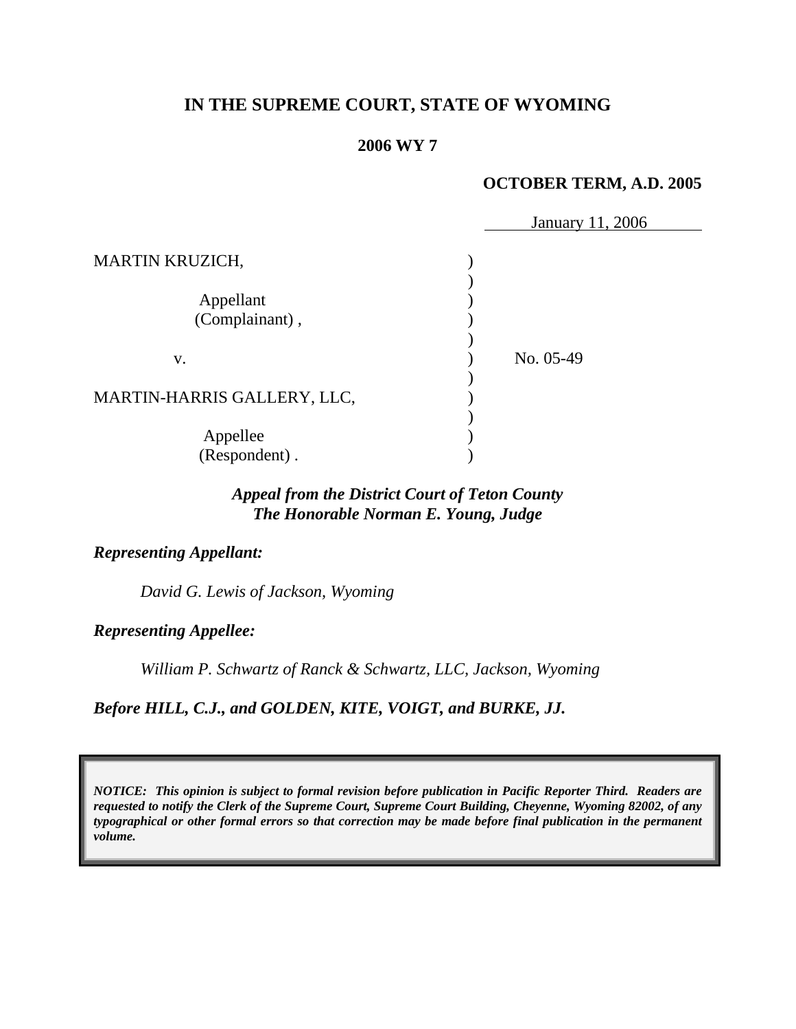# IN THE SUPREME COURT, STATE OF WYOMING

**2006 WY 7**

**OCTOBER TERM, A.D. 2005**

January 11, 2006

| | | |
|---|---|---|
| MARTIN KRUZICH,<br><br>Appellant<br>(Complainant) ,<br><br>v.<br><br>MARTIN-HARRIS GALLERY, LLC,<br><br>Appellee<br>(Respondent) . | ) | No. 05-49 |

***Appeal from the District Court of Teton County***
***The Honorable Norman E. Young, Judge***

***Representing Appellant:***

*David G. Lewis of Jackson, Wyoming*

***Representing Appellee:***

*William P. Schwartz of Ranck & Schwartz, LLC, Jackson, Wyoming*

***Before HILL, C.J., and GOLDEN, KITE, VOIGT, and BURKE, JJ.***

***NOTICE: This opinion is subject to formal revision before publication in Pacific Reporter Third. Readers are requested to notify the Clerk of the Supreme Court, Supreme Court Building, Cheyenne, Wyoming 82002, of any typographical or other formal errors so that correction may be made before final publication in the permanent volume.***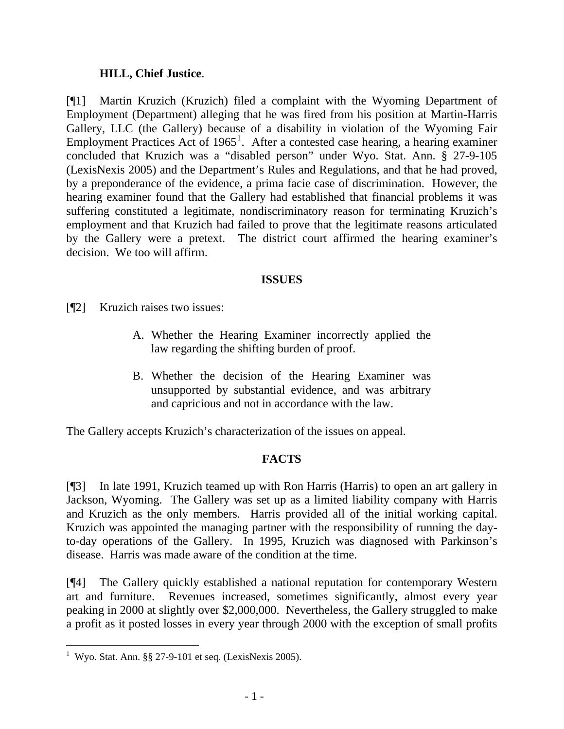**HILL, Chief Justice**.

[¶1] Martin Kruzich (Kruzich) filed a complaint with the Wyoming Department of Employment (Department) alleging that he was fired from his position at Martin-Harris Gallery, LLC (the Gallery) because of a disability in violation of the Wyoming Fair Employment Practices Act of 1965[1]. After a contested case hearing, a hearing examiner concluded that Kruzich was a "disabled person" under Wyo. Stat. Ann. § 27-9-105 (LexisNexis 2005) and the Department's Rules and Regulations, and that he had proved, by a preponderance of the evidence, a prima facie case of discrimination. However, the hearing examiner found that the Gallery had established that financial problems it was suffering constituted a legitimate, nondiscriminatory reason for terminating Kruzich's employment and that Kruzich had failed to prove that the legitimate reasons articulated by the Gallery were a pretext. The district court affirmed the hearing examiner's decision. We too will affirm.

## ISSUES

[¶2] Kruzich raises two issues:

> A. Whether the Hearing Examiner incorrectly applied the law regarding the shifting burden of proof.
>
> B. Whether the decision of the Hearing Examiner was unsupported by substantial evidence, and was arbitrary and capricious and not in accordance with the law.

The Gallery accepts Kruzich's characterization of the issues on appeal.

## FACTS

[¶3] In late 1991, Kruzich teamed up with Ron Harris (Harris) to open an art gallery in Jackson, Wyoming. The Gallery was set up as a limited liability company with Harris and Kruzich as the only members. Harris provided all of the initial working capital. Kruzich was appointed the managing partner with the responsibility of running the day-to-day operations of the Gallery. In 1995, Kruzich was diagnosed with Parkinson's disease. Harris was made aware of the condition at the time.

[¶4] The Gallery quickly established a national reputation for contemporary Western art and furniture. Revenues increased, sometimes significantly, almost every year peaking in 2000 at slightly over $2,000,000. Nevertheless, the Gallery struggled to make a profit as it posted losses in every year through 2000 with the exception of small profits

---

[1] Wyo. Stat. Ann. §§ 27-9-101 et seq. (LexisNexis 2005).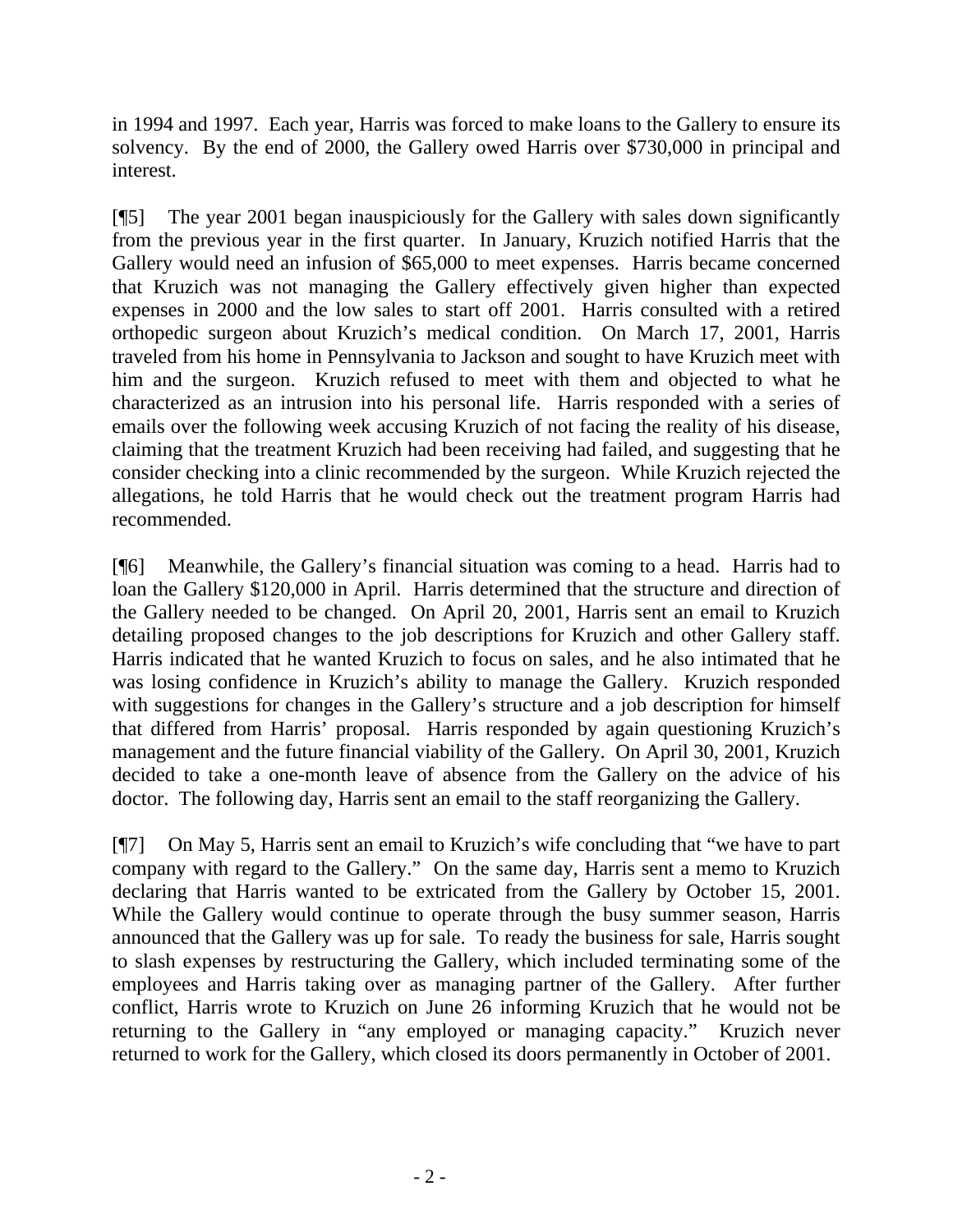in 1994 and 1997. Each year, Harris was forced to make loans to the Gallery to ensure its solvency. By the end of 2000, the Gallery owed Harris over $730,000 in principal and interest.

[¶5] The year 2001 began inauspiciously for the Gallery with sales down significantly from the previous year in the first quarter. In January, Kruzich notified Harris that the Gallery would need an infusion of $65,000 to meet expenses. Harris became concerned that Kruzich was not managing the Gallery effectively given higher than expected expenses in 2000 and the low sales to start off 2001. Harris consulted with a retired orthopedic surgeon about Kruzich's medical condition. On March 17, 2001, Harris traveled from his home in Pennsylvania to Jackson and sought to have Kruzich meet with him and the surgeon. Kruzich refused to meet with them and objected to what he characterized as an intrusion into his personal life. Harris responded with a series of emails over the following week accusing Kruzich of not facing the reality of his disease, claiming that the treatment Kruzich had been receiving had failed, and suggesting that he consider checking into a clinic recommended by the surgeon. While Kruzich rejected the allegations, he told Harris that he would check out the treatment program Harris had recommended.

[¶6] Meanwhile, the Gallery's financial situation was coming to a head. Harris had to loan the Gallery $120,000 in April. Harris determined that the structure and direction of the Gallery needed to be changed. On April 20, 2001, Harris sent an email to Kruzich detailing proposed changes to the job descriptions for Kruzich and other Gallery staff. Harris indicated that he wanted Kruzich to focus on sales, and he also intimated that he was losing confidence in Kruzich's ability to manage the Gallery. Kruzich responded with suggestions for changes in the Gallery's structure and a job description for himself that differed from Harris' proposal. Harris responded by again questioning Kruzich's management and the future financial viability of the Gallery. On April 30, 2001, Kruzich decided to take a one-month leave of absence from the Gallery on the advice of his doctor. The following day, Harris sent an email to the staff reorganizing the Gallery.

[¶7] On May 5, Harris sent an email to Kruzich's wife concluding that "we have to part company with regard to the Gallery." On the same day, Harris sent a memo to Kruzich declaring that Harris wanted to be extricated from the Gallery by October 15, 2001. While the Gallery would continue to operate through the busy summer season, Harris announced that the Gallery was up for sale. To ready the business for sale, Harris sought to slash expenses by restructuring the Gallery, which included terminating some of the employees and Harris taking over as managing partner of the Gallery. After further conflict, Harris wrote to Kruzich on June 26 informing Kruzich that he would not be returning to the Gallery in "any employed or managing capacity." Kruzich never returned to work for the Gallery, which closed its doors permanently in October of 2001.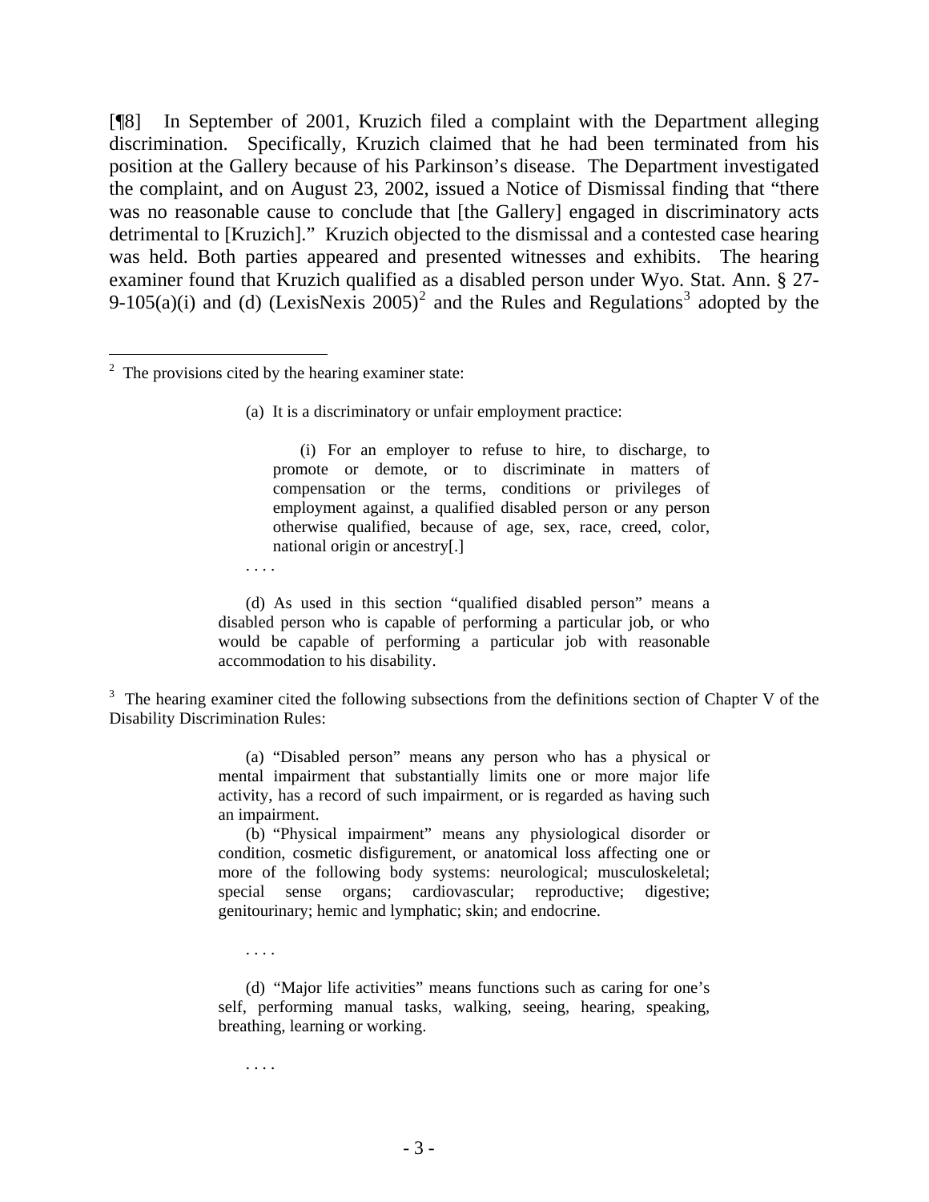[¶8] In September of 2001, Kruzich filed a complaint with the Department alleging discrimination. Specifically, Kruzich claimed that he had been terminated from his position at the Gallery because of his Parkinson's disease. The Department investigated the complaint, and on August 23, 2002, issued a Notice of Dismissal finding that "there was no reasonable cause to conclude that [the Gallery] engaged in discriminatory acts detrimental to [Kruzich]." Kruzich objected to the dismissal and a contested case hearing was held. Both parties appeared and presented witnesses and exhibits. The hearing examiner found that Kruzich qualified as a disabled person under Wyo. Stat. Ann. § 27-9-105(a)(i) and (d) (LexisNexis 2005)[2] and the Rules and Regulations[3] adopted by the

---

[2] The provisions cited by the hearing examiner state:

> (a) It is a discriminatory or unfair employment practice:
>
> > (i) For an employer to refuse to hire, to discharge, to promote or demote, or to discriminate in matters of compensation or the terms, conditions or privileges of employment against, a qualified disabled person or any person otherwise qualified, because of age, sex, race, creed, color, national origin or ancestry[.]
>
> . . . .
>
> (d) As used in this section "qualified disabled person" means a disabled person who is capable of performing a particular job, or who would be capable of performing a particular job with reasonable accommodation to his disability.

[3] The hearing examiner cited the following subsections from the definitions section of Chapter V of the Disability Discrimination Rules:

> (a) "Disabled person" means any person who has a physical or mental impairment that substantially limits one or more major life activity, has a record of such impairment, or is regarded as having such an impairment.
>
> (b) "Physical impairment" means any physiological disorder or condition, cosmetic disfigurement, or anatomical loss affecting one or more of the following body systems: neurological; musculoskeletal; special sense organs; cardiovascular; reproductive; digestive; genitourinary; hemic and lymphatic; skin; and endocrine.
>
> . . . .
>
> (d) "Major life activities" means functions such as caring for one's self, performing manual tasks, walking, seeing, hearing, speaking, breathing, learning or working.
>
> . . . .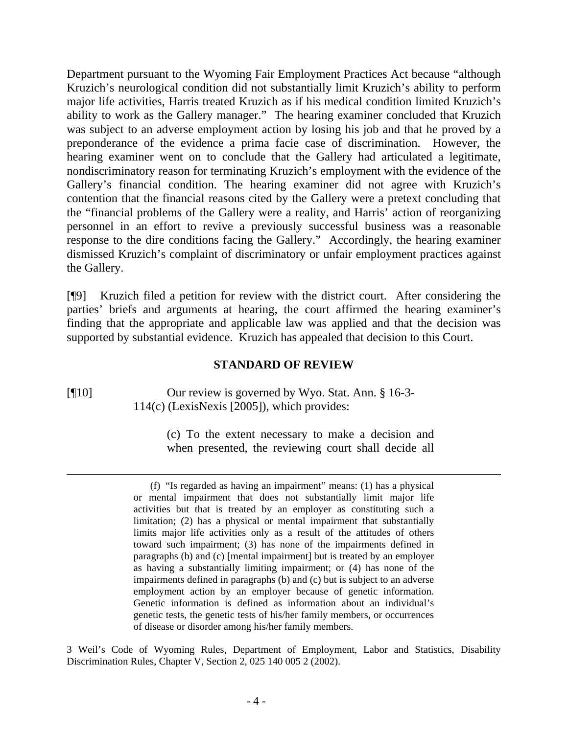Department pursuant to the Wyoming Fair Employment Practices Act because "although Kruzich's neurological condition did not substantially limit Kruzich's ability to perform major life activities, Harris treated Kruzich as if his medical condition limited Kruzich's ability to work as the Gallery manager." The hearing examiner concluded that Kruzich was subject to an adverse employment action by losing his job and that he proved by a preponderance of the evidence a prima facie case of discrimination. However, the hearing examiner went on to conclude that the Gallery had articulated a legitimate, nondiscriminatory reason for terminating Kruzich's employment with the evidence of the Gallery's financial condition. The hearing examiner did not agree with Kruzich's contention that the financial reasons cited by the Gallery were a pretext concluding that the "financial problems of the Gallery were a reality, and Harris' action of reorganizing personnel in an effort to revive a previously successful business was a reasonable response to the dire conditions facing the Gallery." Accordingly, the hearing examiner dismissed Kruzich's complaint of discriminatory or unfair employment practices against the Gallery.

[¶9] Kruzich filed a petition for review with the district court. After considering the parties' briefs and arguments at hearing, the court affirmed the hearing examiner's finding that the appropriate and applicable law was applied and that the decision was supported by substantial evidence. Kruzich has appealed that decision to this Court.

## STANDARD OF REVIEW

[¶10] Our review is governed by Wyo. Stat. Ann. § 16-3-114(c) (LexisNexis [2005]), which provides:

> (c) To the extent necessary to make a decision and when presented, the reviewing court shall decide all

---

> (f) "Is regarded as having an impairment" means: (1) has a physical or mental impairment that does not substantially limit major life activities but that is treated by an employer as constituting such a limitation; (2) has a physical or mental impairment that substantially limits major life activities only as a result of the attitudes of others toward such impairment; (3) has none of the impairments defined in paragraphs (b) and (c) [mental impairment] but is treated by an employer as having a substantially limiting impairment; or (4) has none of the impairments defined in paragraphs (b) and (c) but is subject to an adverse employment action by an employer because of genetic information. Genetic information is defined as information about an individual's genetic tests, the genetic tests of his/her family members, or occurrences of disease or disorder among his/her family members.

3 Weil's Code of Wyoming Rules, Department of Employment, Labor and Statistics, Disability Discrimination Rules, Chapter V, Section 2, 025 140 005 2 (2002).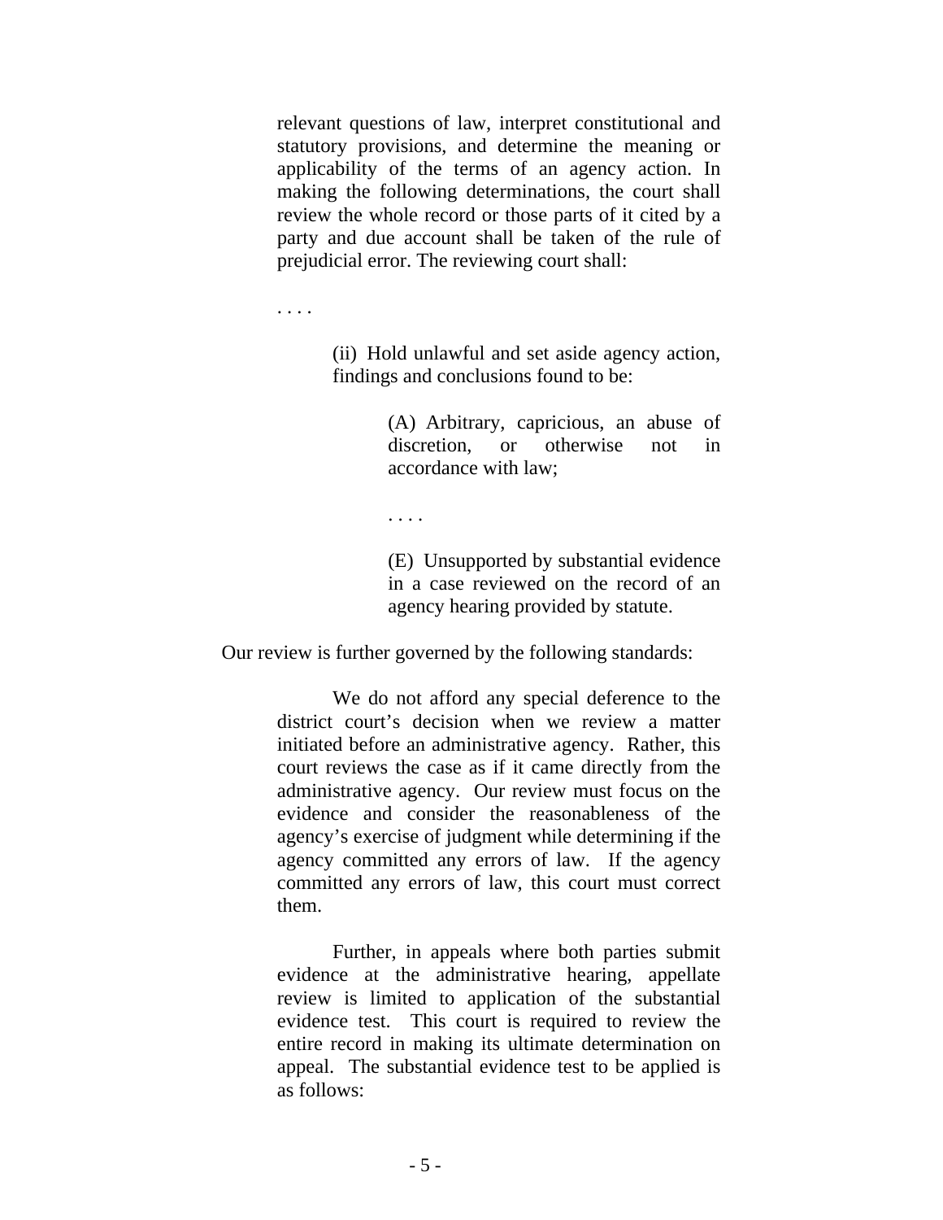> relevant questions of law, interpret constitutional and statutory provisions, and determine the meaning or applicability of the terms of an agency action. In making the following determinations, the court shall review the whole record or those parts of it cited by a party and due account shall be taken of the rule of prejudicial error. The reviewing court shall:
>
> . . . .
>
> > (ii) Hold unlawful and set aside agency action, findings and conclusions found to be:
> >
> > > (A) Arbitrary, capricious, an abuse of discretion, or otherwise not in accordance with law;
> > >
> > > . . . .
> > >
> > > (E) Unsupported by substantial evidence in a case reviewed on the record of an agency hearing provided by statute.

Our review is further governed by the following standards:

> We do not afford any special deference to the district court's decision when we review a matter initiated before an administrative agency. Rather, this court reviews the case as if it came directly from the administrative agency. Our review must focus on the evidence and consider the reasonableness of the agency's exercise of judgment while determining if the agency committed any errors of law. If the agency committed any errors of law, this court must correct them.
>
> Further, in appeals where both parties submit evidence at the administrative hearing, appellate review is limited to application of the substantial evidence test. This court is required to review the entire record in making its ultimate determination on appeal. The substantial evidence test to be applied is as follows: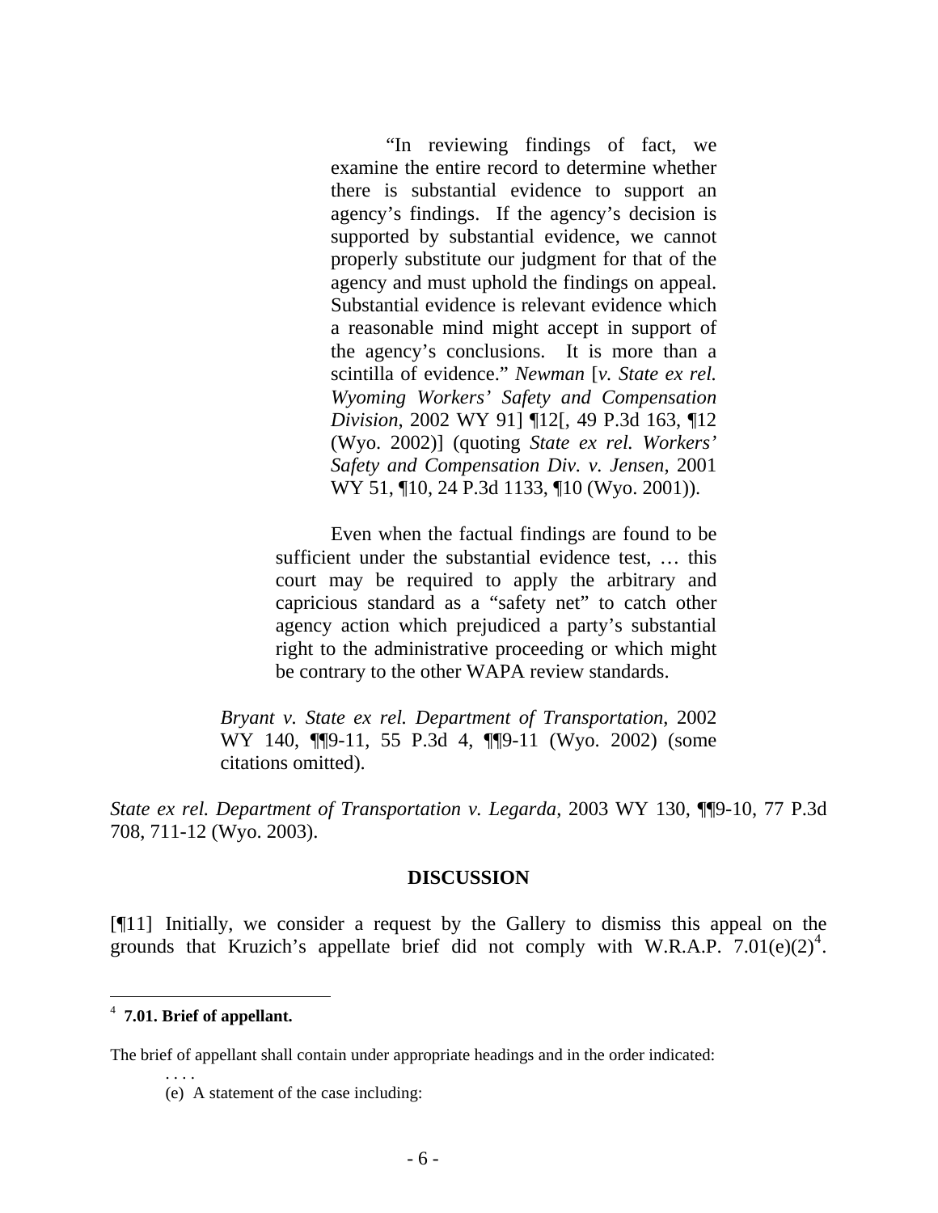> > "In reviewing findings of fact, we examine the entire record to determine whether there is substantial evidence to support an agency's findings. If the agency's decision is supported by substantial evidence, we cannot properly substitute our judgment for that of the agency and must uphold the findings on appeal. Substantial evidence is relevant evidence which a reasonable mind might accept in support of the agency's conclusions. It is more than a scintilla of evidence." *Newman* [*v. State ex rel. Wyoming Workers' Safety and Compensation Division*, 2002 WY 91] ¶12[, 49 P.3d 163, ¶12 (Wyo. 2002)] (quoting *State ex rel. Workers' Safety and Compensation Div. v. Jensen*, 2001 WY 51, ¶10, 24 P.3d 1133, ¶10 (Wyo. 2001)).
>
> Even when the factual findings are found to be sufficient under the substantial evidence test, … this court may be required to apply the arbitrary and capricious standard as a "safety net" to catch other agency action which prejudiced a party's substantial right to the administrative proceeding or which might be contrary to the other WAPA review standards.
>
> *Bryant v. State ex rel. Department of Transportation*, 2002 WY 140, ¶¶9-11, 55 P.3d 4, ¶¶9-11 (Wyo. 2002) (some citations omitted).

*State ex rel. Department of Transportation v. Legarda*, 2003 WY 130, ¶¶9-10, 77 P.3d 708, 711-12 (Wyo. 2003).

## DISCUSSION

[¶11] Initially, we consider a request by the Gallery to dismiss this appeal on the grounds that Kruzich's appellate brief did not comply with W.R.A.P. 7.01(e)(2)[4].

---

[4] **7.01. Brief of appellant.**

The brief of appellant shall contain under appropriate headings and in the order indicated:

. . . .

(e) A statement of the case including: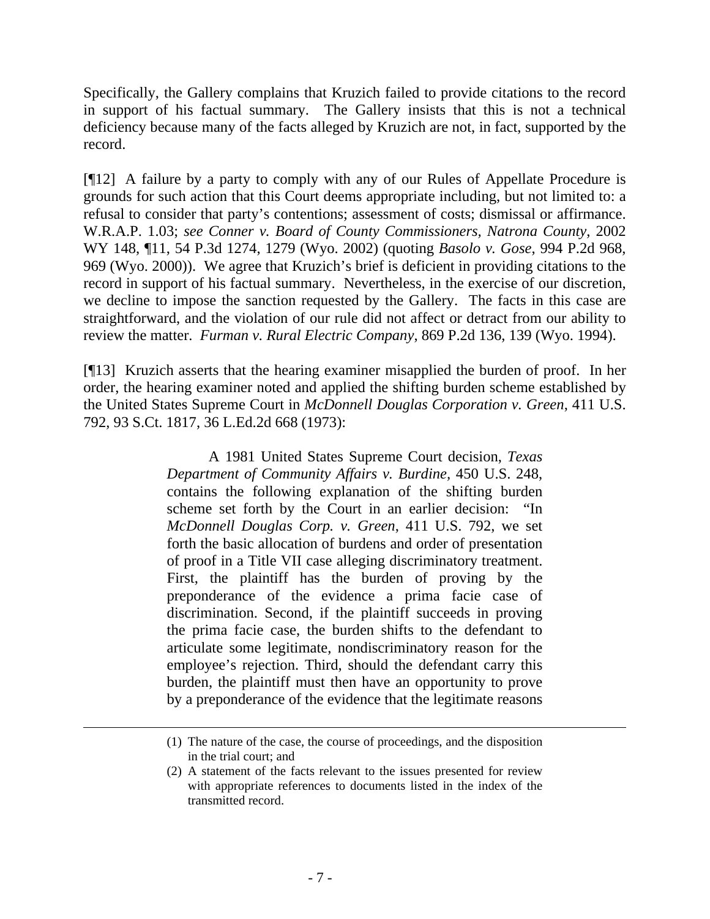Specifically, the Gallery complains that Kruzich failed to provide citations to the record in support of his factual summary. The Gallery insists that this is not a technical deficiency because many of the facts alleged by Kruzich are not, in fact, supported by the record.

[¶12] A failure by a party to comply with any of our Rules of Appellate Procedure is grounds for such action that this Court deems appropriate including, but not limited to: a refusal to consider that party's contentions; assessment of costs; dismissal or affirmance. W.R.A.P. 1.03; *see Conner v. Board of County Commissioners, Natrona County*, 2002 WY 148, ¶11, 54 P.3d 1274, 1279 (Wyo. 2002) (quoting *Basolo v. Gose*, 994 P.2d 968, 969 (Wyo. 2000)). We agree that Kruzich's brief is deficient in providing citations to the record in support of his factual summary. Nevertheless, in the exercise of our discretion, we decline to impose the sanction requested by the Gallery. The facts in this case are straightforward, and the violation of our rule did not affect or detract from our ability to review the matter. *Furman v. Rural Electric Company*, 869 P.2d 136, 139 (Wyo. 1994).

[¶13] Kruzich asserts that the hearing examiner misapplied the burden of proof. In her order, the hearing examiner noted and applied the shifting burden scheme established by the United States Supreme Court in *McDonnell Douglas Corporation v. Green*, 411 U.S. 792, 93 S.Ct. 1817, 36 L.Ed.2d 668 (1973):

> A 1981 United States Supreme Court decision, *Texas Department of Community Affairs v. Burdine,* 450 U.S. 248, contains the following explanation of the shifting burden scheme set forth by the Court in an earlier decision: "In *McDonnell Douglas Corp. v. Green*, 411 U.S. 792, we set forth the basic allocation of burdens and order of presentation of proof in a Title VII case alleging discriminatory treatment. First, the plaintiff has the burden of proving by the preponderance of the evidence a prima facie case of discrimination. Second, if the plaintiff succeeds in proving the prima facie case, the burden shifts to the defendant to articulate some legitimate, nondiscriminatory reason for the employee's rejection. Third, should the defendant carry this burden, the plaintiff must then have an opportunity to prove by a preponderance of the evidence that the legitimate reasons

---

(1) The nature of the case, the course of proceedings, and the disposition in the trial court; and

(2) A statement of the facts relevant to the issues presented for review with appropriate references to documents listed in the index of the transmitted record.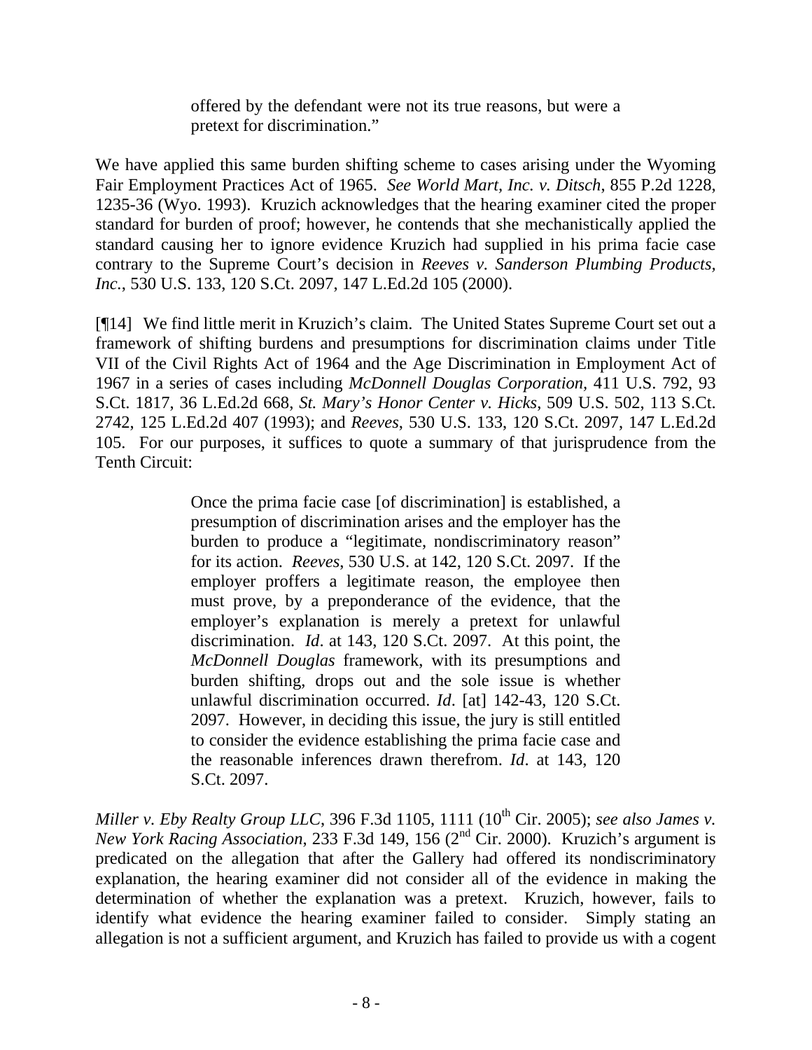> offered by the defendant were not its true reasons, but were a pretext for discrimination."

We have applied this same burden shifting scheme to cases arising under the Wyoming Fair Employment Practices Act of 1965. *See World Mart, Inc. v. Ditsch*, 855 P.2d 1228, 1235-36 (Wyo. 1993). Kruzich acknowledges that the hearing examiner cited the proper standard for burden of proof; however, he contends that she mechanistically applied the standard causing her to ignore evidence Kruzich had supplied in his prima facie case contrary to the Supreme Court's decision in *Reeves v. Sanderson Plumbing Products, Inc.*, 530 U.S. 133, 120 S.Ct. 2097, 147 L.Ed.2d 105 (2000).

[¶14] We find little merit in Kruzich's claim. The United States Supreme Court set out a framework of shifting burdens and presumptions for discrimination claims under Title VII of the Civil Rights Act of 1964 and the Age Discrimination in Employment Act of 1967 in a series of cases including *McDonnell Douglas Corporation*, 411 U.S. 792, 93 S.Ct. 1817, 36 L.Ed.2d 668, *St. Mary's Honor Center v. Hicks*, 509 U.S. 502, 113 S.Ct. 2742, 125 L.Ed.2d 407 (1993); and *Reeves*, 530 U.S. 133, 120 S.Ct. 2097, 147 L.Ed.2d 105. For our purposes, it suffices to quote a summary of that jurisprudence from the Tenth Circuit:

> Once the prima facie case [of discrimination] is established, a presumption of discrimination arises and the employer has the burden to produce a "legitimate, nondiscriminatory reason" for its action. *Reeves*, 530 U.S. at 142, 120 S.Ct. 2097. If the employer proffers a legitimate reason, the employee then must prove, by a preponderance of the evidence, that the employer's explanation is merely a pretext for unlawful discrimination. *Id*. at 143, 120 S.Ct. 2097. At this point, the *McDonnell Douglas* framework, with its presumptions and burden shifting, drops out and the sole issue is whether unlawful discrimination occurred. *Id*. [at] 142-43, 120 S.Ct. 2097. However, in deciding this issue, the jury is still entitled to consider the evidence establishing the prima facie case and the reasonable inferences drawn therefrom. *Id*. at 143, 120 S.Ct. 2097.

*Miller v. Eby Realty Group LLC*, 396 F.3d 1105, 1111 (10th Cir. 2005); *see also James v. New York Racing Association*, 233 F.3d 149, 156 (2nd Cir. 2000). Kruzich's argument is predicated on the allegation that after the Gallery had offered its nondiscriminatory explanation, the hearing examiner did not consider all of the evidence in making the determination of whether the explanation was a pretext. Kruzich, however, fails to identify what evidence the hearing examiner failed to consider. Simply stating an allegation is not a sufficient argument, and Kruzich has failed to provide us with a cogent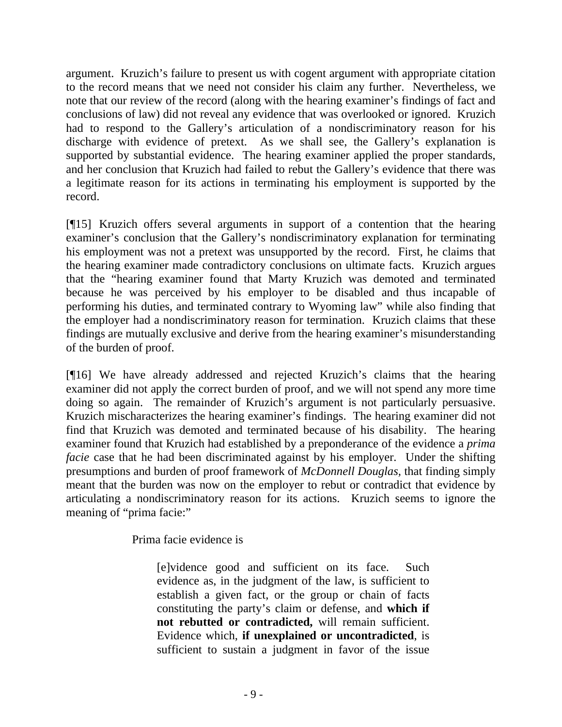argument. Kruzich's failure to present us with cogent argument with appropriate citation to the record means that we need not consider his claim any further. Nevertheless, we note that our review of the record (along with the hearing examiner's findings of fact and conclusions of law) did not reveal any evidence that was overlooked or ignored. Kruzich had to respond to the Gallery's articulation of a nondiscriminatory reason for his discharge with evidence of pretext. As we shall see, the Gallery's explanation is supported by substantial evidence. The hearing examiner applied the proper standards, and her conclusion that Kruzich had failed to rebut the Gallery's evidence that there was a legitimate reason for its actions in terminating his employment is supported by the record.

[¶15] Kruzich offers several arguments in support of a contention that the hearing examiner's conclusion that the Gallery's nondiscriminatory explanation for terminating his employment was not a pretext was unsupported by the record. First, he claims that the hearing examiner made contradictory conclusions on ultimate facts. Kruzich argues that the "hearing examiner found that Marty Kruzich was demoted and terminated because he was perceived by his employer to be disabled and thus incapable of performing his duties, and terminated contrary to Wyoming law" while also finding that the employer had a nondiscriminatory reason for termination. Kruzich claims that these findings are mutually exclusive and derive from the hearing examiner's misunderstanding of the burden of proof.

[¶16] We have already addressed and rejected Kruzich's claims that the hearing examiner did not apply the correct burden of proof, and we will not spend any more time doing so again. The remainder of Kruzich's argument is not particularly persuasive. Kruzich mischaracterizes the hearing examiner's findings. The hearing examiner did not find that Kruzich was demoted and terminated because of his disability. The hearing examiner found that Kruzich had established by a preponderance of the evidence a *prima facie* case that he had been discriminated against by his employer. Under the shifting presumptions and burden of proof framework of *McDonnell Douglas*, that finding simply meant that the burden was now on the employer to rebut or contradict that evidence by articulating a nondiscriminatory reason for its actions. Kruzich seems to ignore the meaning of "prima facie:"

> Prima facie evidence is
>
> > [e]vidence good and sufficient on its face. Such evidence as, in the judgment of the law, is sufficient to establish a given fact, or the group or chain of facts constituting the party's claim or defense, and **which if not rebutted or contradicted,** will remain sufficient. Evidence which, **if unexplained or uncontradicted**, is sufficient to sustain a judgment in favor of the issue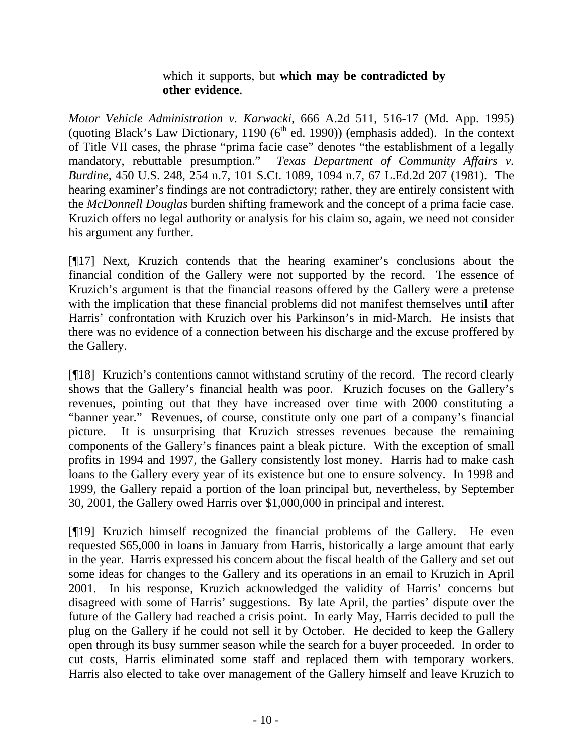> which it supports, but **which may be contradicted by other evidence**.

*Motor Vehicle Administration v. Karwacki*, 666 A.2d 511, 516-17 (Md. App. 1995) (quoting Black's Law Dictionary, 1190 (6th ed. 1990)) (emphasis added). In the context of Title VII cases, the phrase "prima facie case" denotes "the establishment of a legally mandatory, rebuttable presumption." *Texas Department of Community Affairs v. Burdine*, 450 U.S. 248, 254 n.7, 101 S.Ct. 1089, 1094 n.7, 67 L.Ed.2d 207 (1981). The hearing examiner's findings are not contradictory; rather, they are entirely consistent with the *McDonnell Douglas* burden shifting framework and the concept of a prima facie case. Kruzich offers no legal authority or analysis for his claim so, again, we need not consider his argument any further.

[¶17] Next, Kruzich contends that the hearing examiner's conclusions about the financial condition of the Gallery were not supported by the record. The essence of Kruzich's argument is that the financial reasons offered by the Gallery were a pretense with the implication that these financial problems did not manifest themselves until after Harris' confrontation with Kruzich over his Parkinson's in mid-March. He insists that there was no evidence of a connection between his discharge and the excuse proffered by the Gallery.

[¶18] Kruzich's contentions cannot withstand scrutiny of the record. The record clearly shows that the Gallery's financial health was poor. Kruzich focuses on the Gallery's revenues, pointing out that they have increased over time with 2000 constituting a "banner year." Revenues, of course, constitute only one part of a company's financial picture. It is unsurprising that Kruzich stresses revenues because the remaining components of the Gallery's finances paint a bleak picture. With the exception of small profits in 1994 and 1997, the Gallery consistently lost money. Harris had to make cash loans to the Gallery every year of its existence but one to ensure solvency. In 1998 and 1999, the Gallery repaid a portion of the loan principal but, nevertheless, by September 30, 2001, the Gallery owed Harris over $1,000,000 in principal and interest.

[¶19] Kruzich himself recognized the financial problems of the Gallery. He even requested $65,000 in loans in January from Harris, historically a large amount that early in the year. Harris expressed his concern about the fiscal health of the Gallery and set out some ideas for changes to the Gallery and its operations in an email to Kruzich in April 2001. In his response, Kruzich acknowledged the validity of Harris' concerns but disagreed with some of Harris' suggestions. By late April, the parties' dispute over the future of the Gallery had reached a crisis point. In early May, Harris decided to pull the plug on the Gallery if he could not sell it by October. He decided to keep the Gallery open through its busy summer season while the search for a buyer proceeded. In order to cut costs, Harris eliminated some staff and replaced them with temporary workers. Harris also elected to take over management of the Gallery himself and leave Kruzich to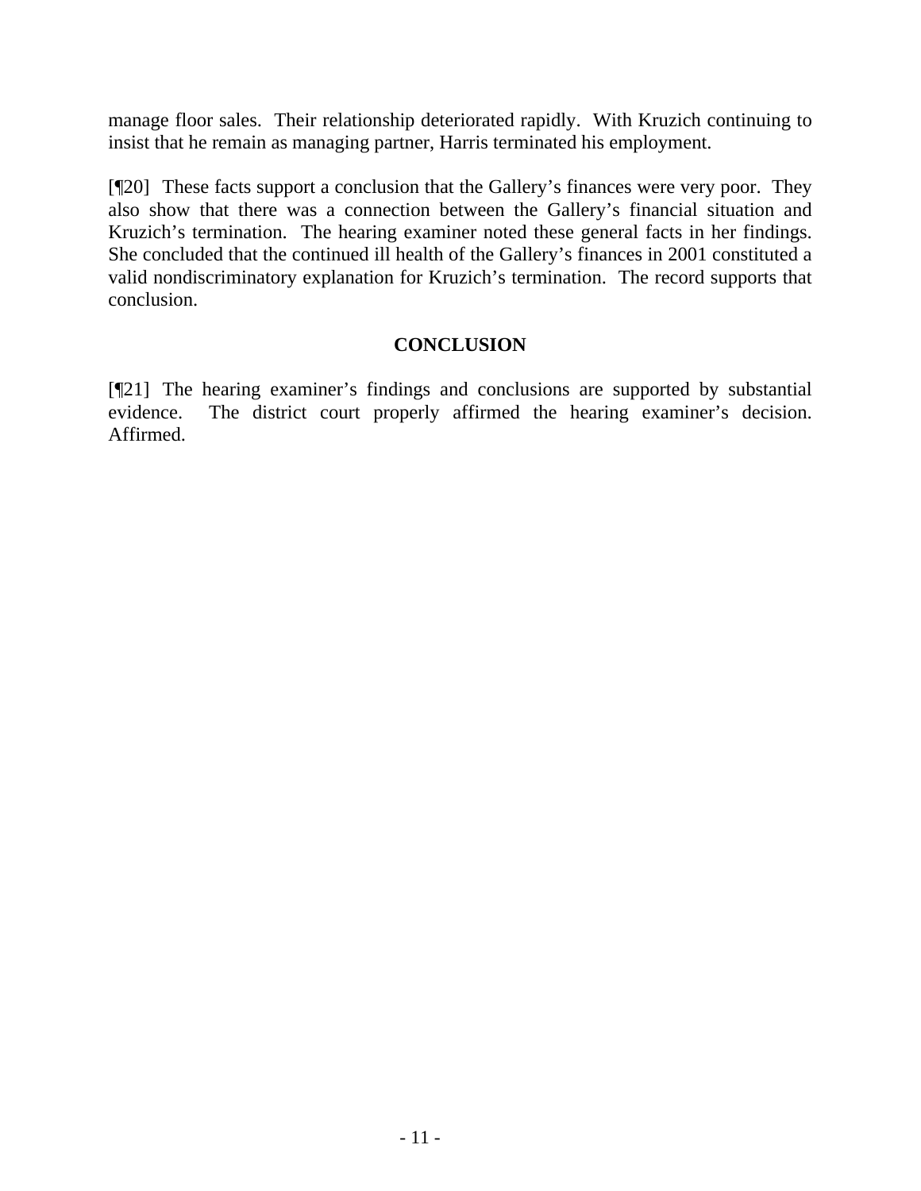manage floor sales. Their relationship deteriorated rapidly. With Kruzich continuing to insist that he remain as managing partner, Harris terminated his employment.

[¶20] These facts support a conclusion that the Gallery's finances were very poor. They also show that there was a connection between the Gallery's financial situation and Kruzich's termination. The hearing examiner noted these general facts in her findings. She concluded that the continued ill health of the Gallery's finances in 2001 constituted a valid nondiscriminatory explanation for Kruzich's termination. The record supports that conclusion.

## CONCLUSION

[¶21] The hearing examiner's findings and conclusions are supported by substantial evidence. The district court properly affirmed the hearing examiner's decision. Affirmed.